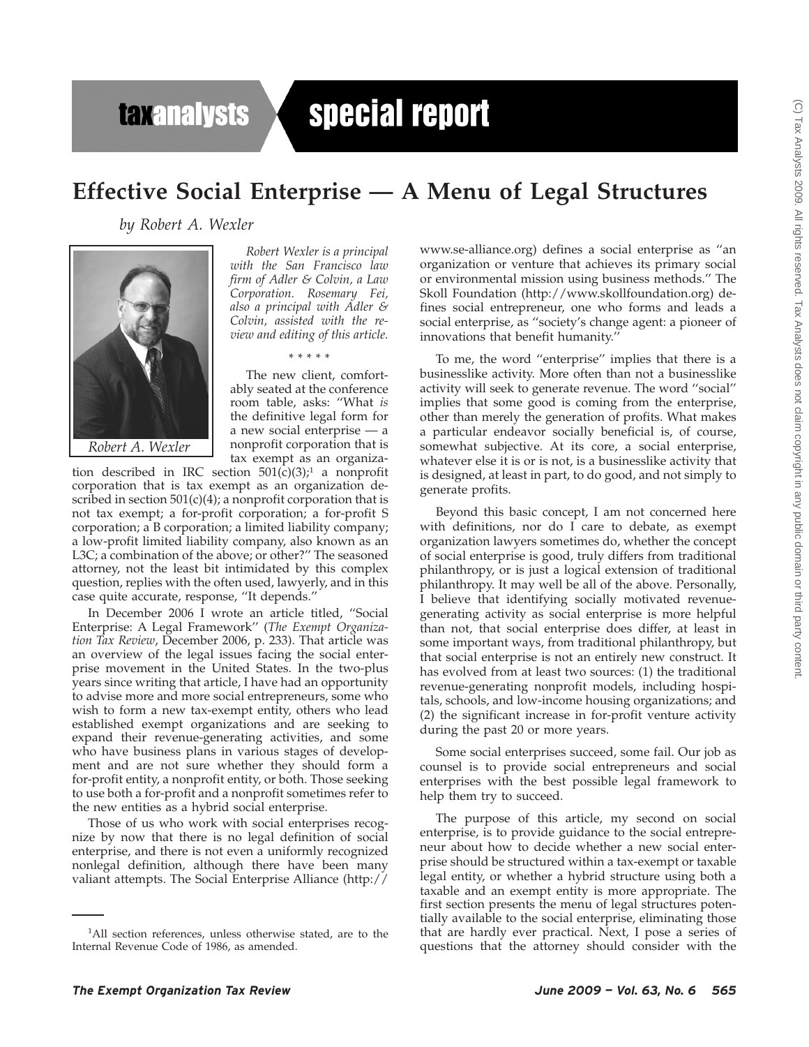taxanalysts special report

# Effective Social Enterprise — A Menu of Legal Structures

*by Robert A. Wexler*

Robert A. Wexler

*Robert Wexler is a principal with the San Francisco law firm of Adler & Colvin, a Law Corporation. Rosemary Fei, also a principal with Adler & Colvin, assisted with the review and editing of this article.*

\* \* \* \* \*

The new client, comfortably seated at the conference room table, asks: "What *is* the definitive legal form for a new social enterprise — a nonprofit corporation that is tax exempt as an organization described in IRC section 501(c)(3);[1] a nonprofit corporation that is tax exempt as an organization described in section 501(c)(4); a nonprofit corporation that is not tax exempt; a for-profit corporation; a for-profit S corporation; a B corporation; a limited liability company; a low-profit limited liability company, also known as an L3C; a combination of the above; or other?" The seasoned attorney, not the least bit intimidated by this complex question, replies with the often used, lawyerly, and in this case quite accurate, response, "It depends."

In December 2006 I wrote an article titled, "Social Enterprise: A Legal Framework" (*The Exempt Organization Tax Review*, December 2006, p. 233). That article was an overview of the legal issues facing the social enterprise movement in the United States. In the two-plus years since writing that article, I have had an opportunity to advise more and more social entrepreneurs, some who wish to form a new tax-exempt entity, others who lead established exempt organizations and are seeking to expand their revenue-generating activities, and some who have business plans in various stages of development and are not sure whether they should form a for-profit entity, a nonprofit entity, or both. Those seeking to use both a for-profit and a nonprofit sometimes refer to the new entities as a hybrid social enterprise.

Those of us who work with social enterprises recognize by now that there is no legal definition of social enterprise, and there is not even a uniformly recognized nonlegal definition, although there have been many valiant attempts. The Social Enterprise Alliance (http://www.se-alliance.org) defines a social enterprise as "an organization or venture that achieves its primary social or environmental mission using business methods." The Skoll Foundation (http://www.skollfoundation.org) defines social entrepreneur, one who forms and leads a social enterprise, as "society's change agent: a pioneer of innovations that benefit humanity."

To me, the word "enterprise" implies that there is a businesslike activity. More often than not a businesslike activity will seek to generate revenue. The word "social" implies that some good is coming from the enterprise, other than merely the generation of profits. What makes a particular endeavor socially beneficial is, of course, somewhat subjective. At its core, a social enterprise, whatever else it is or is not, is a businesslike activity that is designed, at least in part, to do good, and not simply to generate profits.

Beyond this basic concept, I am not concerned here with definitions, nor do I care to debate, as exempt organization lawyers sometimes do, whether the concept of social enterprise is good, truly differs from traditional philanthropy, or is just a logical extension of traditional philanthropy. It may well be all of the above. Personally, I believe that identifying socially motivated revenue-generating activity as social enterprise is more helpful than not, that social enterprise does differ, at least in some important ways, from traditional philanthropy, but that social enterprise is not an entirely new construct. It has evolved from at least two sources: (1) the traditional revenue-generating nonprofit models, including hospitals, schools, and low-income housing organizations; and (2) the significant increase in for-profit venture activity during the past 20 or more years.

Some social enterprises succeed, some fail. Our job as counsel is to provide social entrepreneurs and social enterprises with the best possible legal framework to help them try to succeed.

The purpose of this article, my second on social enterprise, is to provide guidance to the social entrepreneur about how to decide whether a new social enterprise should be structured within a tax-exempt or taxable legal entity, or whether a hybrid structure using both a taxable and an exempt entity is more appropriate. The first section presents the menu of legal structures potentially available to the social enterprise, eliminating those that are hardly ever practical. Next, I pose a series of questions that the attorney should consider with the

---

[1]All section references, unless otherwise stated, are to the Internal Revenue Code of 1986, as amended.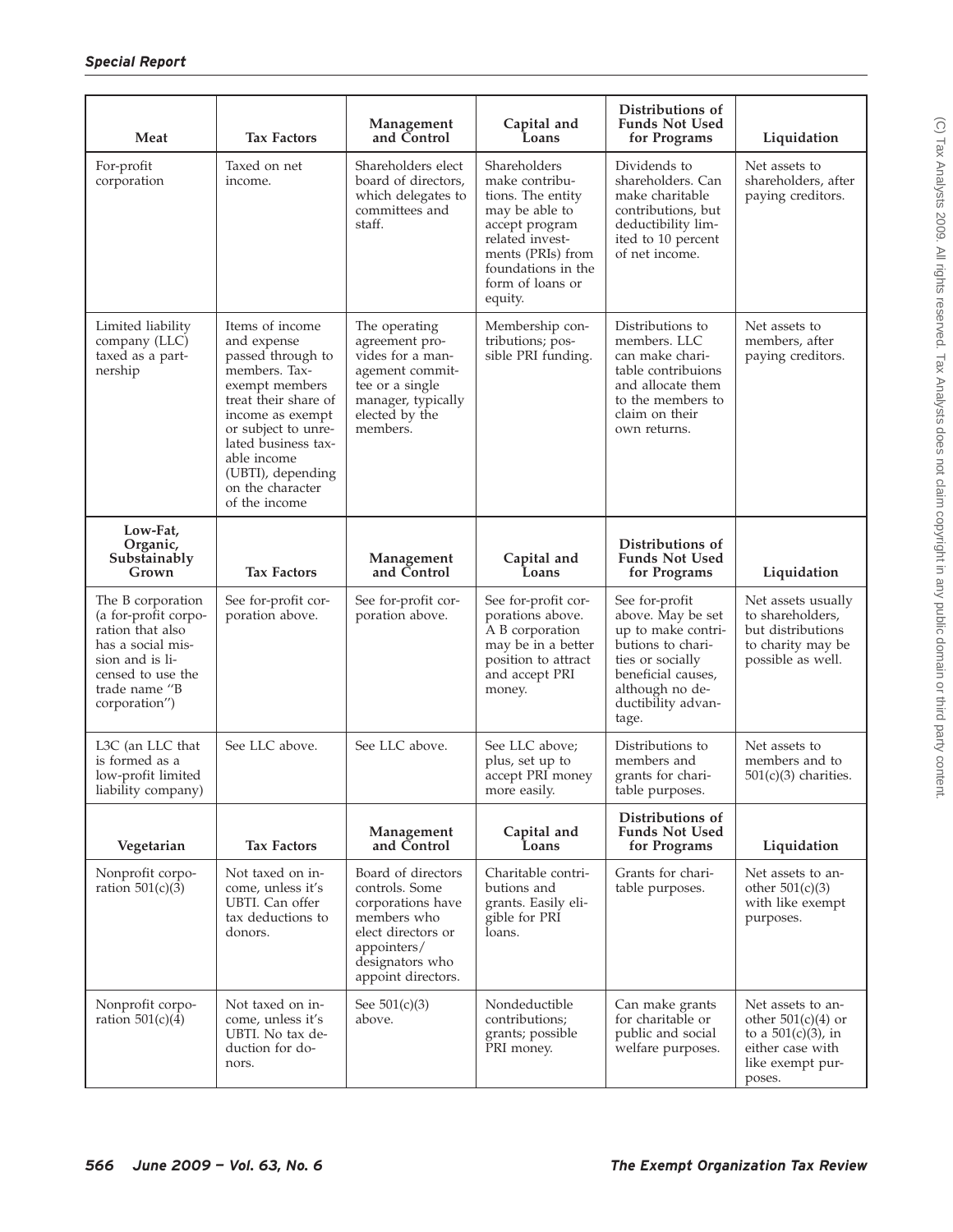| Meat | Tax Factors | Management and Control | Capital and Loans | Distributions of Funds Not Used for Programs | Liquidation |
|---|---|---|---|---|---|
| For-profit corporation | Taxed on net income. | Shareholders elect board of directors, which delegates to committees and staff. | Shareholders make contributions. The entity may be able to accept program related investments (PRIs) from foundations in the form of loans or equity. | Dividends to shareholders. Can make charitable contributions, but deductibility limited to 10 percent of net income. | Net assets to shareholders, after paying creditors. |
| Limited liability company (LLC) taxed as a partnership | Items of income and expense passed through to members. Tax-exempt members treat their share of income as exempt or subject to unrelated business taxable income (UBTI), depending on the character of the income | The operating agreement provides for a management committee or a single manager, typically elected by the members. | Membership contributions; possible PRI funding. | Distributions to members. LLC can make charitable contribuions and allocate them to the members to claim on their own returns. | Net assets to members, after paying creditors. |
| **Low-Fat, Organic, Sustainably Grown** | **Tax Factors** | **Management and Control** | **Capital and Loans** | **Distributions of Funds Not Used for Programs** | **Liquidation** |
| The B corporation (a for-profit corporation that also has a social mission and is licensed to use the trade name "B corporation") | See for-profit corporation above. | See for-profit corporation above. | See for-profit corporations above. A B corporation may be in a better position to attract and accept PRI money. | See for-profit above. May be set up to make contributions to charities or socially beneficial causes, although no deductibility advantage. | Net assets usually to shareholders, but distributions to charity may be possible as well. |
| L3C (an LLC that is formed as a low-profit limited liability company) | See LLC above. | See LLC above. | See LLC above; plus, set up to accept PRI money more easily. | Distributions to members and grants for charitable purposes. | Net assets to members and to 501(c)(3) charities. |
| **Vegetarian** | **Tax Factors** | **Management and Control** | **Capital and Loans** | **Distributions of Funds Not Used for Programs** | **Liquidation** |
| Nonprofit corporation 501(c)(3) | Not taxed on income, unless it's UBTI. Can offer tax deductions to donors. | Board of directors controls. Some corporations have members who elect directors or appointers/designators who appoint directors. | Charitable contributions and grants. Easily eligible for PRI loans. | Grants for charitable purposes. | Net assets to another 501(c)(3) with like exempt purposes. |
| Nonprofit corporation 501(c)(4) | Not taxed on income, unless it's UBTI. No tax deduction for donors. | See 501(c)(3) above. | Nondeductible contributions; grants; possible PRI money. | Can make grants for charitable or public and social welfare purposes. | Net assets to another 501(c)(4) or to a 501(c)(3), in either case with like exempt purposes. |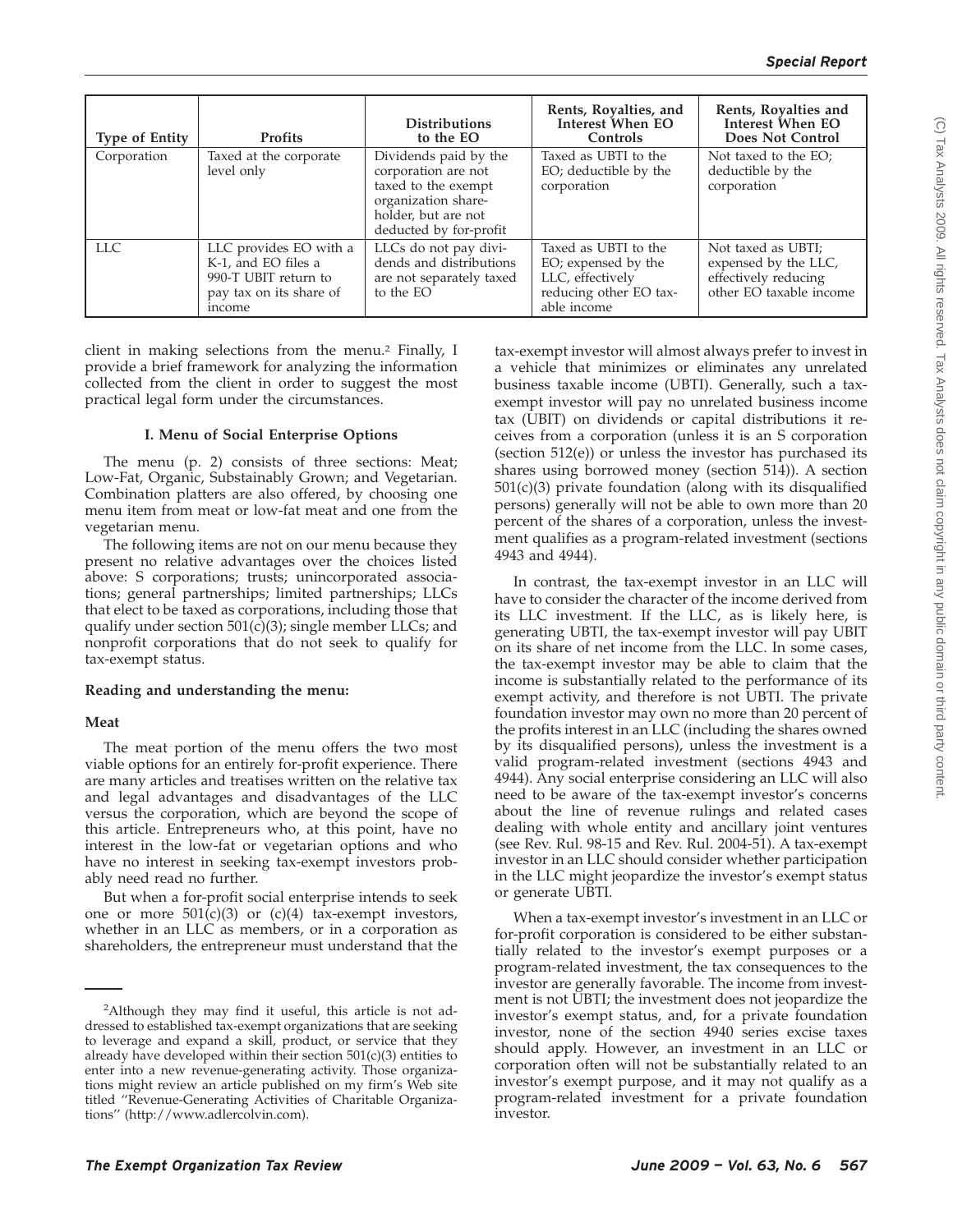| Type of Entity | Profits | Distributions to the EO | Rents, Royalties, and Interest When EO Controls | Rents, Royalties and Interest When EO Does Not Control |
|---|---|---|---|---|
| Corporation | Taxed at the corporate level only | Dividends paid by the corporation are not taxed to the exempt organization shareholder, but are not deducted by for-profit | Taxed as UBTI to the EO; deductible by the corporation | Not taxed to the EO; deductible by the corporation |
| LLC | LLC provides EO with a K-1, and EO files a 990-T UBIT return to pay tax on its share of income | LLCs do not pay dividends and distributions are not separately taxed to the EO | Taxed as UBTI to the EO; expensed by the LLC, effectively reducing other EO taxable income | Not taxed as UBTI; expensed by the LLC, effectively reducing other EO taxable income |

client in making selections from the menu.[2] Finally, I provide a brief framework for analyzing the information collected from the client in order to suggest the most practical legal form under the circumstances.

## I. Menu of Social Enterprise Options

The menu (p. 2) consists of three sections: Meat; Low-Fat, Organic, Substainably Grown; and Vegetarian. Combination platters are also offered, by choosing one menu item from meat or low-fat meat and one from the vegetarian menu.

The following items are not on our menu because they present no relative advantages over the choices listed above: S corporations; trusts; unincorporated associations; general partnerships; limited partnerships; LLCs that elect to be taxed as corporations, including those that qualify under section 501(c)(3); single member LLCs; and nonprofit corporations that do not seek to qualify for tax-exempt status.

### Reading and understanding the menu:

### Meat

The meat portion of the menu offers the two most viable options for an entirely for-profit experience. There are many articles and treatises written on the relative tax and legal advantages and disadvantages of the LLC versus the corporation, which are beyond the scope of this article. Entrepreneurs who, at this point, have no interest in the low-fat or vegetarian options and who have no interest in seeking tax-exempt investors probably need read no further.

But when a for-profit social enterprise intends to seek one or more 501(c)(3) or (c)(4) tax-exempt investors, whether in an LLC as members, or in a corporation as shareholders, the entrepreneur must understand that the tax-exempt investor will almost always prefer to invest in a vehicle that minimizes or eliminates any unrelated business taxable income (UBTI). Generally, such a tax-exempt investor will pay no unrelated business income tax (UBIT) on dividends or capital distributions it receives from a corporation (unless it is an S corporation (section 512(e)) or unless the investor has purchased its shares using borrowed money (section 514)). A section 501(c)(3) private foundation (along with its disqualified persons) generally will not be able to own more than 20 percent of the shares of a corporation, unless the investment qualifies as a program-related investment (sections 4943 and 4944).

In contrast, the tax-exempt investor in an LLC will have to consider the character of the income derived from its LLC investment. If the LLC, as is likely here, is generating UBTI, the tax-exempt investor will pay UBIT on its share of net income from the LLC. In some cases, the tax-exempt investor may be able to claim that the income is substantially related to the performance of its exempt activity, and therefore is not UBTI. The private foundation investor may own no more than 20 percent of the profits interest in an LLC (including the shares owned by its disqualified persons), unless the investment is a valid program-related investment (sections 4943 and 4944). Any social enterprise considering an LLC will also need to be aware of the tax-exempt investor's concerns about the line of revenue rulings and related cases dealing with whole entity and ancillary joint ventures (see Rev. Rul. 98-15 and Rev. Rul. 2004-51). A tax-exempt investor in an LLC should consider whether participation in the LLC might jeopardize the investor's exempt status or generate UBTI.

When a tax-exempt investor's investment in an LLC or for-profit corporation is considered to be either substantially related to the investor's exempt purposes or a program-related investment, the tax consequences to the investor are generally favorable. The income from investment is not UBTI; the investment does not jeopardize the investor's exempt status, and, for a private foundation investor, none of the section 4940 series excise taxes should apply. However, an investment in an LLC or corporation often will not be substantially related to an investor's exempt purpose, and it may not qualify as a program-related investment for a private foundation investor.

---

[2]Although they may find it useful, this article is not addressed to established tax-exempt organizations that are seeking to leverage and expand a skill, product, or service that they already have developed within their section 501(c)(3) entities to enter into a new revenue-generating activity. Those organizations might review an article published on my firm's Web site titled "Revenue-Generating Activities of Charitable Organizations" (http://www.adlercolvin.com).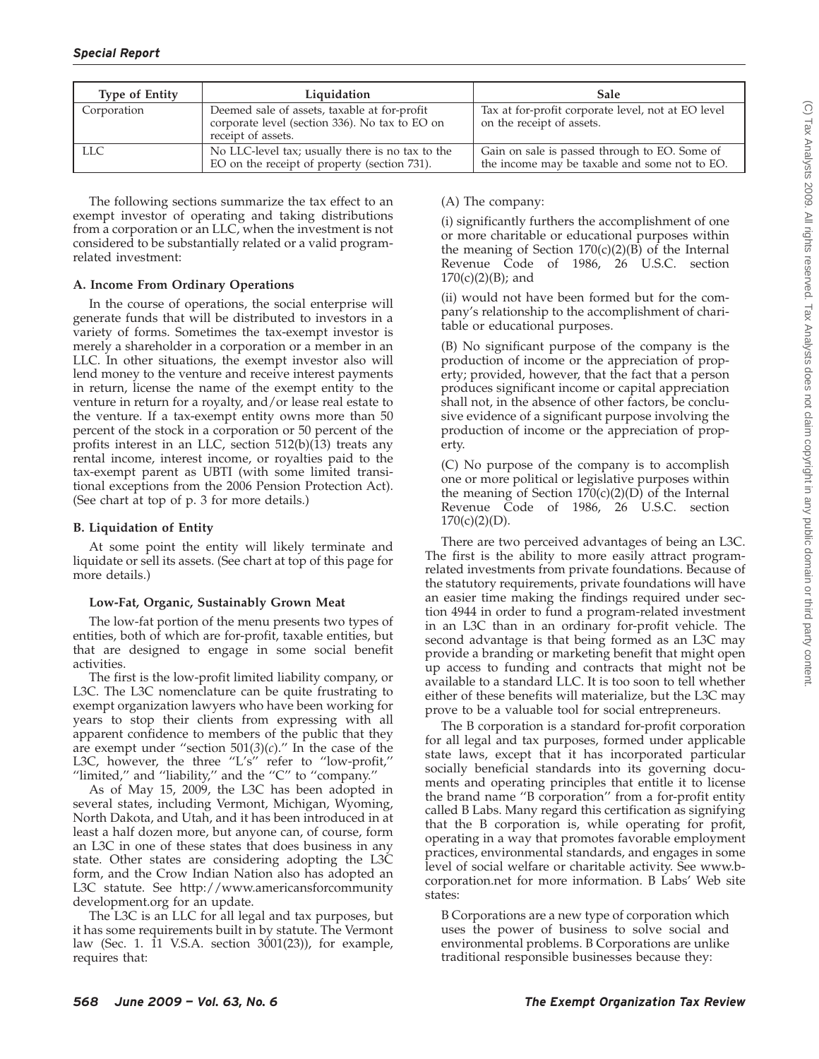| Type of Entity | Liquidation | Sale |
|---|---|---|
| Corporation | Deemed sale of assets, taxable at for-profit corporate level (section 336). No tax to EO on receipt of assets. | Tax at for-profit corporate level, not at EO level on the receipt of assets. |
| LLC | No LLC-level tax; usually there is no tax to the EO on the receipt of property (section 731). | Gain on sale is passed through to EO. Some of the income may be taxable and some not to EO. |

The following sections summarize the tax effect to an exempt investor of operating and taking distributions from a corporation or an LLC, when the investment is not considered to be substantially related or a valid program-related investment:

**A. Income From Ordinary Operations**

In the course of operations, the social enterprise will generate funds that will be distributed to investors in a variety of forms. Sometimes the tax-exempt investor is merely a shareholder in a corporation or a member in an LLC. In other situations, the exempt investor also will lend money to the venture and receive interest payments in return, license the name of the exempt entity to the venture in return for a royalty, and/or lease real estate to the venture. If a tax-exempt entity owns more than 50 percent of the stock in a corporation or 50 percent of the profits interest in an LLC, section 512(b)(13) treats any rental income, interest income, or royalties paid to the tax-exempt parent as UBTI (with some limited transitional exceptions from the 2006 Pension Protection Act). (See chart at top of p. 3 for more details.)

**B. Liquidation of Entity**

At some point the entity will likely terminate and liquidate or sell its assets. (See chart at top of this page for more details.)

**Low-Fat, Organic, Sustainably Grown Meat**

The low-fat portion of the menu presents two types of entities, both of which are for-profit, taxable entities, but that are designed to engage in some social benefit activities.

The first is the low-profit limited liability company, or L3C. The L3C nomenclature can be quite frustrating to exempt organization lawyers who have been working for years to stop their clients from expressing with all apparent confidence to members of the public that they are exempt under ''section 501(*3*)(*c*).'' In the case of the L3C, however, the three ''L's'' refer to ''low-profit,'' ''limited,'' and ''liability,'' and the ''C'' to ''company.''

As of May 15, 2009, the L3C has been adopted in several states, including Vermont, Michigan, Wyoming, North Dakota, and Utah, and it has been introduced in at least a half dozen more, but anyone can, of course, form an L3C in one of these states that does business in any state. Other states are considering adopting the L3C form, and the Crow Indian Nation also has adopted an L3C statute. See http://www.americansforcommunity development.org for an update.

The L3C is an LLC for all legal and tax purposes, but it has some requirements built in by statute. The Vermont law (Sec. 1. 11 V.S.A. section 3001(23)), for example, requires that:

(A) The company:

(i) significantly furthers the accomplishment of one or more charitable or educational purposes within the meaning of Section 170(c)(2)(B) of the Internal Revenue Code of 1986, 26 U.S.C. section 170(c)(2)(B); and

(ii) would not have been formed but for the company's relationship to the accomplishment of charitable or educational purposes.

(B) No significant purpose of the company is the production of income or the appreciation of property; provided, however, that the fact that a person produces significant income or capital appreciation shall not, in the absence of other factors, be conclusive evidence of a significant purpose involving the production of income or the appreciation of property.

(C) No purpose of the company is to accomplish one or more political or legislative purposes within the meaning of Section 170(c)(2)(D) of the Internal Revenue Code of 1986, 26 U.S.C. section 170(c)(2)(D).

There are two perceived advantages of being an L3C. The first is the ability to more easily attract program-related investments from private foundations. Because of the statutory requirements, private foundations will have an easier time making the findings required under section 4944 in order to fund a program-related investment in an L3C than in an ordinary for-profit vehicle. The second advantage is that being formed as an L3C may provide a branding or marketing benefit that might open up access to funding and contracts that might not be available to a standard LLC. It is too soon to tell whether either of these benefits will materialize, but the L3C may prove to be a valuable tool for social entrepreneurs.

The B corporation is a standard for-profit corporation for all legal and tax purposes, formed under applicable state laws, except that it has incorporated particular socially beneficial standards into its governing documents and operating principles that entitle it to license the brand name ''B corporation'' from a for-profit entity called B Labs. Many regard this certification as signifying that the B corporation is, while operating for profit, operating in a way that promotes favorable employment practices, environmental standards, and engages in some level of social welfare or charitable activity. See www.b-corporation.net for more information. B Labs' Web site states:

B Corporations are a new type of corporation which uses the power of business to solve social and environmental problems. B Corporations are unlike traditional responsible businesses because they: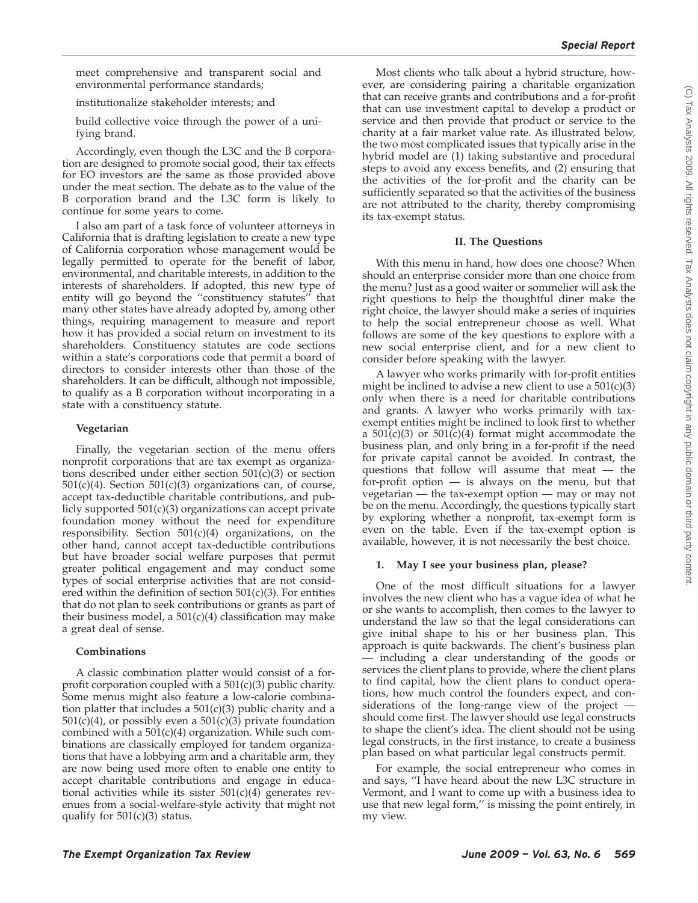meet comprehensive and transparent social and environmental performance standards;

institutionalize stakeholder interests; and

build collective voice through the power of a unifying brand.

Accordingly, even though the L3C and the B corporation are designed to promote social good, their tax effects for EO investors are the same as those provided above under the meat section. The debate as to the value of the B corporation brand and the L3C form is likely to continue for some years to come.

I also am part of a task force of volunteer attorneys in California that is drafting legislation to create a new type of California corporation whose management would be legally permitted to operate for the benefit of labor, environmental, and charitable interests, in addition to the interests of shareholders. If adopted, this new type of entity will go beyond the ''constituency statutes'' that many other states have already adopted by, among other things, requiring management to measure and report how it has provided a social return on investment to its shareholders. Constituency statutes are code sections within a state's corporations code that permit a board of directors to consider interests other than those of the shareholders. It can be difficult, although not impossible, to qualify as a B corporation without incorporating in a state with a constituency statute.

**Vegetarian**

Finally, the vegetarian section of the menu offers nonprofit corporations that are tax exempt as organizations described under either section 501(c)(3) or section 501(c)(4). Section 501(c)(3) organizations can, of course, accept tax-deductible charitable contributions, and publicly supported 501(c)(3) organizations can accept private foundation money without the need for expenditure responsibility. Section 501(c)(4) organizations, on the other hand, cannot accept tax-deductible contributions but have broader social welfare purposes that permit greater political engagement and may conduct some types of social enterprise activities that are not considered within the definition of section 501(c)(3). For entities that do not plan to seek contributions or grants as part of their business model, a 501(c)(4) classification may make a great deal of sense.

**Combinations**

A classic combination platter would consist of a for-profit corporation coupled with a 501(c)(3) public charity. Some menus might also feature a low-calorie combination platter that includes a 501(c)(3) public charity and a 501(c)(4), or possibly even a 501(c)(3) private foundation combined with a 501(c)(4) organization. While such combinations are classically employed for tandem organizations that have a lobbying arm and a charitable arm, they are now being used more often to enable one entity to accept charitable contributions and engage in educational activities while its sister 501(c)(4) generates revenues from a social-welfare-style activity that might not qualify for 501(c)(3) status.

Most clients who talk about a hybrid structure, however, are considering pairing a charitable organization that can receive grants and contributions and a for-profit that can use investment capital to develop a product or service and then provide that product or service to the charity at a fair market value rate. As illustrated below, the two most complicated issues that typically arise in the hybrid model are (1) taking substantive and procedural steps to avoid any excess benefits, and (2) ensuring that the activities of the for-profit and the charity can be sufficiently separated so that the activities of the business are not attributed to the charity, thereby compromising its tax-exempt status.

## II. The Questions

With this menu in hand, how does one choose? When should an enterprise consider more than one choice from the menu? Just as a good waiter or sommelier will ask the right questions to help the thoughtful diner make the right choice, the lawyer should make a series of inquiries to help the social entrepreneur choose as well. What follows are some of the key questions to explore with a new social enterprise client, and for a new client to consider before speaking with the lawyer.

A lawyer who works primarily with for-profit entities might be inclined to advise a new client to use a 501(c)(3) only when there is a need for charitable contributions and grants. A lawyer who works primarily with tax-exempt entities might be inclined to look first to whether a 501(c)(3) or 501(c)(4) format might accommodate the business plan, and only bring in a for-profit if the need for private capital cannot be avoided. In contrast, the questions that follow will assume that meat — the for-profit option — is always on the menu, but that vegetarian — the tax-exempt option — may or may not be on the menu. Accordingly, the questions typically start by exploring whether a nonprofit, tax-exempt form is even on the table. Even if the tax-exempt option is available, however, it is not necessarily the best choice.

### 1. May I see your business plan, please?

One of the most difficult situations for a lawyer involves the new client who has a vague idea of what he or she wants to accomplish, then comes to the lawyer to understand the law so that the legal considerations can give initial shape to his or her business plan. This approach is quite backwards. The client's business plan — including a clear understanding of the goods or services the client plans to provide, where the client plans to find capital, how the client plans to conduct operations, how much control the founders expect, and considerations of the long-range view of the project — should come first. The lawyer should use legal constructs to shape the client's idea. The client should not be using legal constructs, in the first instance, to create a business plan based on what particular legal constructs permit.

For example, the social entrepreneur who comes in and says, ''I have heard about the new L3C structure in Vermont, and I want to come up with a business idea to use that new legal form,'' is missing the point entirely, in my view.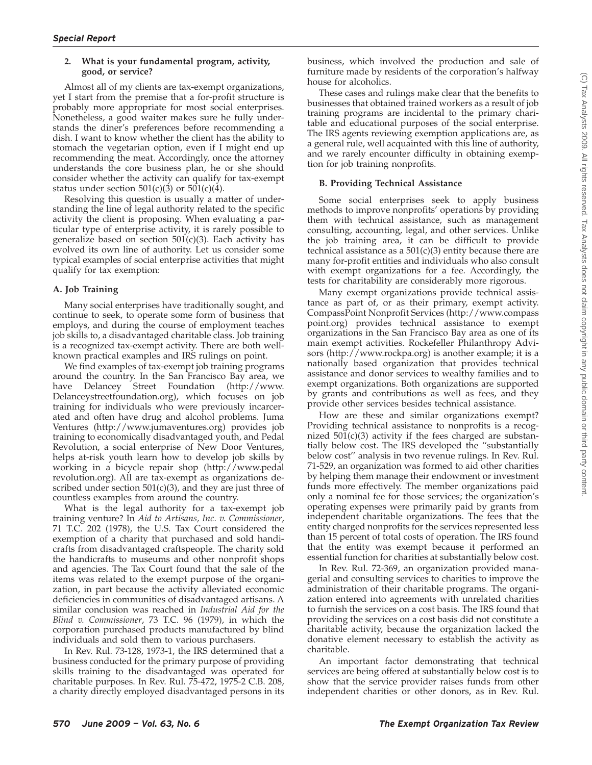**2. What is your fundamental program, activity, good, or service?**

Almost all of my clients are tax-exempt organizations, yet I start from the premise that a for-profit structure is probably more appropriate for most social enterprises. Nonetheless, a good waiter makes sure he fully understands the diner's preferences before recommending a dish. I want to know whether the client has the ability to stomach the vegetarian option, even if I might end up recommending the meat. Accordingly, once the attorney understands the core business plan, he or she should consider whether the activity can qualify for tax-exempt status under section 501(c)(3) or 501(c)(4).

Resolving this question is usually a matter of understanding the line of legal authority related to the specific activity the client is proposing. When evaluating a particular type of enterprise activity, it is rarely possible to generalize based on section 501(c)(3). Each activity has evolved its own line of authority. Let us consider some typical examples of social enterprise activities that might qualify for tax exemption:

**A. Job Training**

Many social enterprises have traditionally sought, and continue to seek, to operate some form of business that employs, and during the course of employment teaches job skills to, a disadvantaged charitable class. Job training is a recognized tax-exempt activity. There are both well-known practical examples and IRS rulings on point.

We find examples of tax-exempt job training programs around the country. In the San Francisco Bay area, we have Delancey Street Foundation (http://www.Delanceystreetfoundation.org), which focuses on job training for individuals who were previously incarcerated and often have drug and alcohol problems. Juma Ventures (http://www.jumaventures.org) provides job training to economically disadvantaged youth, and Pedal Revolution, a social enterprise of New Door Ventures, helps at-risk youth learn how to develop job skills by working in a bicycle repair shop (http://www.pedalrevolution.org). All are tax-exempt as organizations described under section 501(c)(3), and they are just three of countless examples from around the country.

What is the legal authority for a tax-exempt job training venture? In *Aid to Artisans, Inc. v. Commissioner*, 71 T.C. 202 (1978), the U.S. Tax Court considered the exemption of a charity that purchased and sold handicrafts from disadvantaged craftspeople. The charity sold the handicrafts to museums and other nonprofit shops and agencies. The Tax Court found that the sale of the items was related to the exempt purpose of the organization, in part because the activity alleviated economic deficiencies in communities of disadvantaged artisans. A similar conclusion was reached in *Industrial Aid for the Blind v. Commissioner*, 73 T.C. 96 (1979), in which the corporation purchased products manufactured by blind individuals and sold them to various purchasers.

In Rev. Rul. 73-128, 1973-1, the IRS determined that a business conducted for the primary purpose of providing skills training to the disadvantaged was operated for charitable purposes. In Rev. Rul. 75-472, 1975-2 C.B. 208, a charity directly employed disadvantaged persons in its business, which involved the production and sale of furniture made by residents of the corporation's halfway house for alcoholics.

These cases and rulings make clear that the benefits to businesses that obtained trained workers as a result of job training programs are incidental to the primary charitable and educational purposes of the social enterprise. The IRS agents reviewing exemption applications are, as a general rule, well acquainted with this line of authority, and we rarely encounter difficulty in obtaining exemption for job training nonprofits.

**B. Providing Technical Assistance**

Some social enterprises seek to apply business methods to improve nonprofits' operations by providing them with technical assistance, such as management consulting, accounting, legal, and other services. Unlike the job training area, it can be difficult to provide technical assistance as a 501(c)(3) entity because there are many for-profit entities and individuals who also consult with exempt organizations for a fee. Accordingly, the tests for charitability are considerably more rigorous.

Many exempt organizations provide technical assistance as part of, or as their primary, exempt activity. CompassPoint Nonprofit Services (http://www.compasspoint.org) provides technical assistance to exempt organizations in the San Francisco Bay area as one of its main exempt activities. Rockefeller Philanthropy Advisors (http://www.rockpa.org) is another example; it is a nationally based organization that provides technical assistance and donor services to wealthy families and to exempt organizations. Both organizations are supported by grants and contributions as well as fees, and they provide other services besides technical assistance.

How are these and similar organizations exempt? Providing technical assistance to nonprofits is a recognized 501(c)(3) activity if the fees charged are substantially below cost. The IRS developed the "substantially below cost" analysis in two revenue rulings. In Rev. Rul. 71-529, an organization was formed to aid other charities by helping them manage their endowment or investment funds more effectively. The member organizations paid only a nominal fee for those services; the organization's operating expenses were primarily paid by grants from independent charitable organizations. The fees that the entity charged nonprofits for the services represented less than 15 percent of total costs of operation. The IRS found that the entity was exempt because it performed an essential function for charities at substantially below cost.

In Rev. Rul. 72-369, an organization provided managerial and consulting services to charities to improve the administration of their charitable programs. The organization entered into agreements with unrelated charities to furnish the services on a cost basis. The IRS found that providing the services on a cost basis did not constitute a charitable activity, because the organization lacked the donative element necessary to establish the activity as charitable.

An important factor demonstrating that technical services are being offered at substantially below cost is to show that the service provider raises funds from other independent charities or other donors, as in Rev. Rul.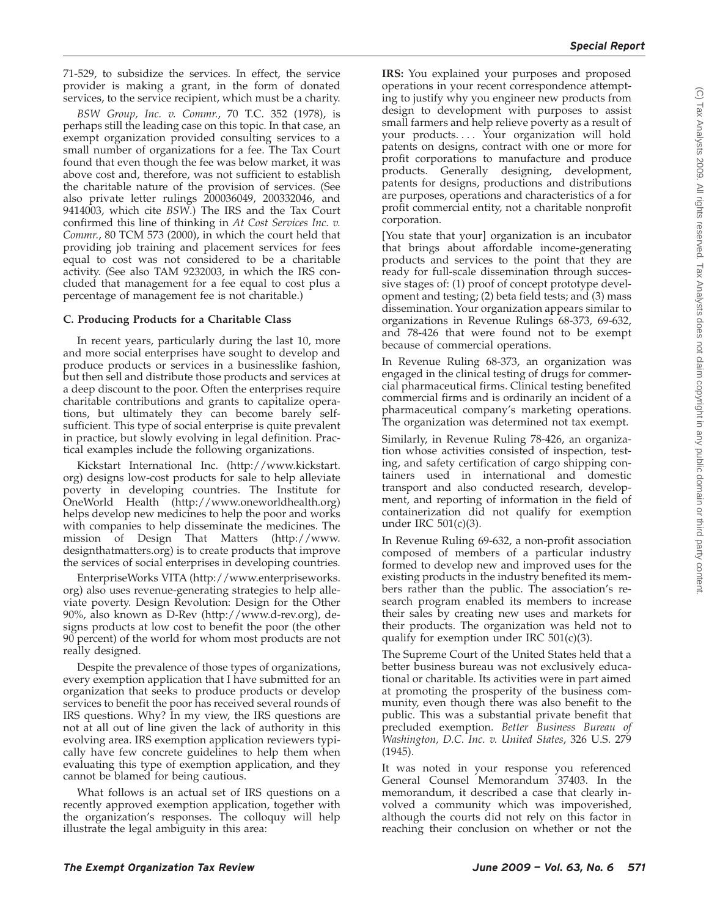71-529, to subsidize the services. In effect, the service provider is making a grant, in the form of donated services, to the service recipient, which must be a charity.

*BSW Group, Inc. v. Commr.*, 70 T.C. 352 (1978), is perhaps still the leading case on this topic. In that case, an exempt organization provided consulting services to a small number of organizations for a fee. The Tax Court found that even though the fee was below market, it was above cost and, therefore, was not sufficient to establish the charitable nature of the provision of services. (See also private letter rulings 200036049, 200332046, and 9414003, which cite *BSW*.) The IRS and the Tax Court confirmed this line of thinking in *At Cost Services Inc. v. Commr.*, 80 TCM 573 (2000), in which the court held that providing job training and placement services for fees equal to cost was not considered to be a charitable activity. (See also TAM 9232003, in which the IRS concluded that management for a fee equal to cost plus a percentage of management fee is not charitable.)

### C. Producing Products for a Charitable Class

In recent years, particularly during the last 10, more and more social enterprises have sought to develop and produce products or services in a businesslike fashion, but then sell and distribute those products and services at a deep discount to the poor. Often the enterprises require charitable contributions and grants to capitalize operations, but ultimately they can become barely self-sufficient. This type of social enterprise is quite prevalent in practice, but slowly evolving in legal definition. Practical examples include the following organizations.

Kickstart International Inc. (http://www.kickstart.org) designs low-cost products for sale to help alleviate poverty in developing countries. The Institute for OneWorld Health (http://www.oneworldhealth.org) helps develop new medicines to help the poor and works with companies to help disseminate the medicines. The mission of Design That Matters (http://www.designthatmatters.org) is to create products that improve the services of social enterprises in developing countries.

EnterpriseWorks VITA (http://www.enterpriseworks.org) also uses revenue-generating strategies to help alleviate poverty. Design Revolution: Design for the Other 90%, also known as D-Rev (http://www.d-rev.org), designs products at low cost to benefit the poor (the other 90 percent) of the world for whom most products are not really designed.

Despite the prevalence of those types of organizations, every exemption application that I have submitted for an organization that seeks to produce products or develop services to benefit the poor has received several rounds of IRS questions. Why? In my view, the IRS questions are not at all out of line given the lack of authority in this evolving area. IRS exemption application reviewers typically have few concrete guidelines to help them when evaluating this type of exemption application, and they cannot be blamed for being cautious.

What follows is an actual set of IRS questions on a recently approved exemption application, together with the organization's responses. The colloquy will help illustrate the legal ambiguity in this area:

**IRS:** You explained your purposes and proposed operations in your recent correspondence attempting to justify why you engineer new products from design to development with purposes to assist small farmers and help relieve poverty as a result of your products. . . . Your organization will hold patents on designs, contract with one or more for profit corporations to manufacture and produce products. Generally designing, development, patents for designs, productions and distributions are purposes, operations and characteristics of a for profit commercial entity, not a charitable nonprofit corporation.

[You state that your] organization is an incubator that brings about affordable income-generating products and services to the point that they are ready for full-scale dissemination through successive stages of: (1) proof of concept prototype development and testing; (2) beta field tests; and (3) mass dissemination. Your organization appears similar to organizations in Revenue Rulings 68-373, 69-632, and 78-426 that were found not to be exempt because of commercial operations.

In Revenue Ruling 68-373, an organization was engaged in the clinical testing of drugs for commercial pharmaceutical firms. Clinical testing benefited commercial firms and is ordinarily an incident of a pharmaceutical company's marketing operations. The organization was determined not tax exempt.

Similarly, in Revenue Ruling 78-426, an organization whose activities consisted of inspection, testing, and safety certification of cargo shipping containers used in international and domestic transport and also conducted research, development, and reporting of information in the field of containerization did not qualify for exemption under IRC 501(c)(3).

In Revenue Ruling 69-632, a non-profit association composed of members of a particular industry formed to develop new and improved uses for the existing products in the industry benefited its members rather than the public. The association's research program enabled its members to increase their sales by creating new uses and markets for their products. The organization was held not to qualify for exemption under IRC 501(c)(3).

The Supreme Court of the United States held that a better business bureau was not exclusively educational or charitable. Its activities were in part aimed at promoting the prosperity of the business community, even though there was also benefit to the public. This was a substantial private benefit that precluded exemption. *Better Business Bureau of Washington, D.C. Inc. v. United States*, 326 U.S. 279 (1945).

It was noted in your response you referenced General Counsel Memorandum 37403. In the memorandum, it described a case that clearly involved a community which was impoverished, although the courts did not rely on this factor in reaching their conclusion on whether or not the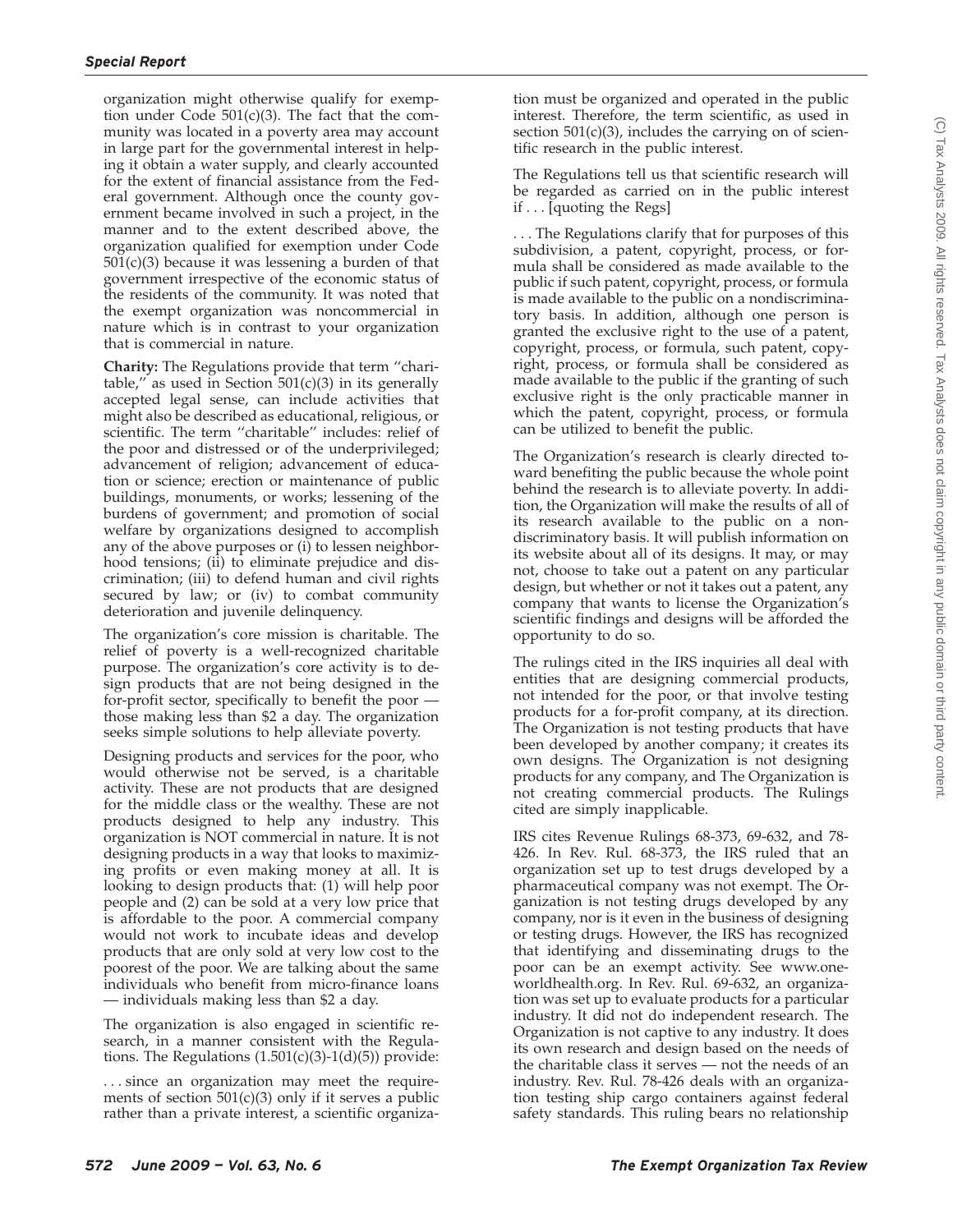organization might otherwise qualify for exemption under Code 501(c)(3). The fact that the community was located in a poverty area may account in large part for the governmental interest in helping it obtain a water supply, and clearly accounted for the extent of financial assistance from the Federal government. Although once the county government became involved in such a project, in the manner and to the extent described above, the organization qualified for exemption under Code 501(c)(3) because it was lessening a burden of that government irrespective of the economic status of the residents of the community. It was noted that the exempt organization was noncommercial in nature which is in contrast to your organization that is commercial in nature.

**Charity:** The Regulations provide that term ''charitable,'' as used in Section 501(c)(3) in its generally accepted legal sense, can include activities that might also be described as educational, religious, or scientific. The term ''charitable'' includes: relief of the poor and distressed or of the underprivileged; advancement of religion; advancement of education or science; erection or maintenance of public buildings, monuments, or works; lessening of the burdens of government; and promotion of social welfare by organizations designed to accomplish any of the above purposes or (i) to lessen neighborhood tensions; (ii) to eliminate prejudice and discrimination; (iii) to defend human and civil rights secured by law; or (iv) to combat community deterioration and juvenile delinquency.

The organization's core mission is charitable. The relief of poverty is a well-recognized charitable purpose. The organization's core activity is to design products that are not being designed in the for-profit sector, specifically to benefit the poor — those making less than $2 a day. The organization seeks simple solutions to help alleviate poverty.

Designing products and services for the poor, who would otherwise not be served, is a charitable activity. These are not products that are designed for the middle class or the wealthy. These are not products designed to help any industry. This organization is NOT commercial in nature. It is not designing products in a way that looks to maximizing profits or even making money at all. It is looking to design products that: (1) will help poor people and (2) can be sold at a very low price that is affordable to the poor. A commercial company would not work to incubate ideas and develop products that are only sold at very low cost to the poorest of the poor. We are talking about the same individuals who benefit from micro-finance loans — individuals making less than $2 a day.

The organization is also engaged in scientific research, in a manner consistent with the Regulations. The Regulations (1.501(c)(3)-1(d)(5)) provide:

. . . since an organization may meet the requirements of section 501(c)(3) only if it serves a public rather than a private interest, a scientific organization must be organized and operated in the public interest. Therefore, the term scientific, as used in section 501(c)(3), includes the carrying on of scientific research in the public interest.

The Regulations tell us that scientific research will be regarded as carried on in the public interest if . . . [quoting the Regs]

. . . The Regulations clarify that for purposes of this subdivision, a patent, copyright, process, or formula shall be considered as made available to the public if such patent, copyright, process, or formula is made available to the public on a nondiscriminatory basis. In addition, although one person is granted the exclusive right to the use of a patent, copyright, process, or formula, such patent, copyright, process, or formula shall be considered as made available to the public if the granting of such exclusive right is the only practicable manner in which the patent, copyright, process, or formula can be utilized to benefit the public.

The Organization's research is clearly directed toward benefiting the public because the whole point behind the research is to alleviate poverty. In addition, the Organization will make the results of all of its research available to the public on a nondiscriminatory basis. It will publish information on its website about all of its designs. It may, or may not, choose to take out a patent on any particular design, but whether or not it takes out a patent, any company that wants to license the Organization's scientific findings and designs will be afforded the opportunity to do so.

The rulings cited in the IRS inquiries all deal with entities that are designing commercial products, not intended for the poor, or that involve testing products for a for-profit company, at its direction. The Organization is not testing products that have been developed by another company; it creates its own designs. The Organization is not designing products for any company, and The Organization is not creating commercial products. The Rulings cited are simply inapplicable.

IRS cites Revenue Rulings 68-373, 69-632, and 78-426. In Rev. Rul. 68-373, the IRS ruled that an organization set up to test drugs developed by a pharmaceutical company was not exempt. The Organization is not testing drugs developed by any company, nor is it even in the business of designing or testing drugs. However, the IRS has recognized that identifying and disseminating drugs to the poor can be an exempt activity. See www.oneworldhealth.org. In Rev. Rul. 69-632, an organization was set up to evaluate products for a particular industry. It did not do independent research. The Organization is not captive to any industry. It does its own research and design based on the needs of the charitable class it serves — not the needs of an industry. Rev. Rul. 78-426 deals with an organization testing ship cargo containers against federal safety standards. This ruling bears no relationship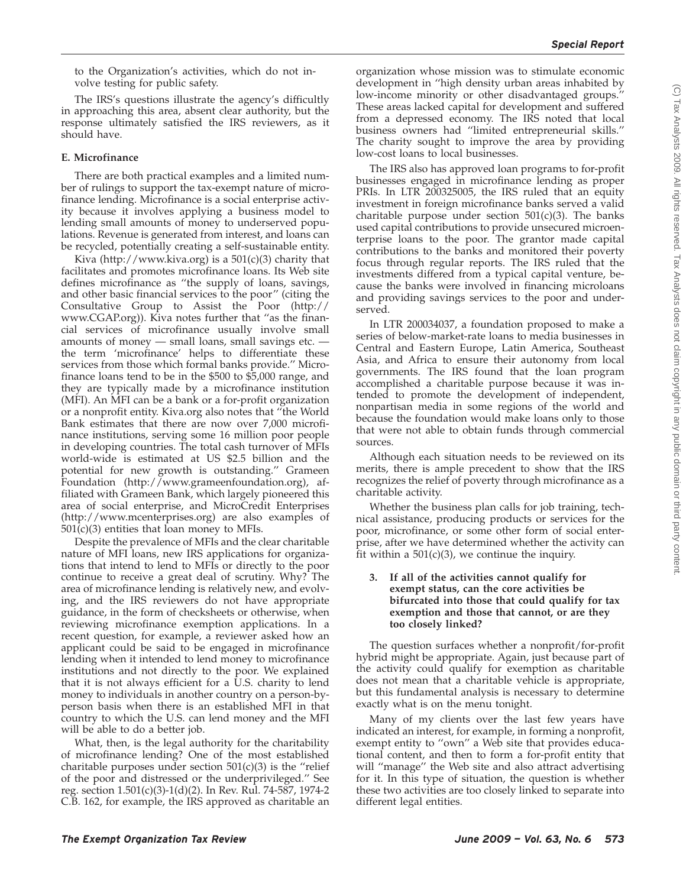to the Organization's activities, which do not involve testing for public safety.

The IRS's questions illustrate the agency's difficultly in approaching this area, absent clear authority, but the response ultimately satisfied the IRS reviewers, as it should have.

**E. Microfinance**

There are both practical examples and a limited number of rulings to support the tax-exempt nature of microfinance lending. Microfinance is a social enterprise activity because it involves applying a business model to lending small amounts of money to underserved populations. Revenue is generated from interest, and loans can be recycled, potentially creating a self-sustainable entity.

Kiva (http://www.kiva.org) is a 501(c)(3) charity that facilitates and promotes microfinance loans. Its Web site defines microfinance as ''the supply of loans, savings, and other basic financial services to the poor'' (citing the Consultative Group to Assist the Poor (http://www.CGAP.org)). Kiva notes further that ''as the financial services of microfinance usually involve small amounts of money — small loans, small savings etc. — the term 'microfinance' helps to differentiate these services from those which formal banks provide.'' Microfinance loans tend to be in the $500 to $5,000 range, and they are typically made by a microfinance institution (MFI). An MFI can be a bank or a for-profit organization or a nonprofit entity. Kiva.org also notes that ''the World Bank estimates that there are now over 7,000 microfinance institutions, serving some 16 million poor people in developing countries. The total cash turnover of MFIs world-wide is estimated at US $2.5 billion and the potential for new growth is outstanding.'' Grameen Foundation (http://www.grameenfoundation.org), affiliated with Grameen Bank, which largely pioneered this area of social enterprise, and MicroCredit Enterprises (http://www.mcenterprises.org) are also examples of 501(c)(3) entities that loan money to MFIs.

Despite the prevalence of MFIs and the clear charitable nature of MFI loans, new IRS applications for organizations that intend to lend to MFIs or directly to the poor continue to receive a great deal of scrutiny. Why? The area of microfinance lending is relatively new, and evolving, and the IRS reviewers do not have appropriate guidance, in the form of checksheets or otherwise, when reviewing microfinance exemption applications. In a recent question, for example, a reviewer asked how an applicant could be said to be engaged in microfinance lending when it intended to lend money to microfinance institutions and not directly to the poor. We explained that it is not always efficient for a U.S. charity to lend money to individuals in another country on a person-by-person basis when there is an established MFI in that country to which the U.S. can lend money and the MFI will be able to do a better job.

What, then, is the legal authority for the charitability of microfinance lending? One of the most established charitable purposes under section 501(c)(3) is the ''relief of the poor and distressed or the underprivileged.'' See reg. section 1.501(c)(3)-1(d)(2). In Rev. Rul. 74-587, 1974-2 C.B. 162, for example, the IRS approved as charitable an organization whose mission was to stimulate economic development in ''high density urban areas inhabited by low-income minority or other disadvantaged groups.'' These areas lacked capital for development and suffered from a depressed economy. The IRS noted that local business owners had ''limited entrepreneurial skills.'' The charity sought to improve the area by providing low-cost loans to local businesses.

The IRS also has approved loan programs to for-profit businesses engaged in microfinance lending as proper PRIs. In LTR 200325005, the IRS ruled that an equity investment in foreign microfinance banks served a valid charitable purpose under section 501(c)(3). The banks used capital contributions to provide unsecured microenterprise loans to the poor. The grantor made capital contributions to the banks and monitored their poverty focus through regular reports. The IRS ruled that the investments differed from a typical capital venture, because the banks were involved in financing microloans and providing savings services to the poor and underserved.

In LTR 200034037, a foundation proposed to make a series of below-market-rate loans to media businesses in Central and Eastern Europe, Latin America, Southeast Asia, and Africa to ensure their autonomy from local governments. The IRS found that the loan program accomplished a charitable purpose because it was intended to promote the development of independent, nonpartisan media in some regions of the world and because the foundation would make loans only to those that were not able to obtain funds through commercial sources.

Although each situation needs to be reviewed on its merits, there is ample precedent to show that the IRS recognizes the relief of poverty through microfinance as a charitable activity.

Whether the business plan calls for job training, technical assistance, producing products or services for the poor, microfinance, or some other form of social enterprise, after we have determined whether the activity can fit within a 501(c)(3), we continue the inquiry.

**3. If all of the activities cannot qualify for exempt status, can the core activities be bifurcated into those that could qualify for tax exemption and those that cannot, or are they too closely linked?**

The question surfaces whether a nonprofit/for-profit hybrid might be appropriate. Again, just because part of the activity could qualify for exemption as charitable does not mean that a charitable vehicle is appropriate, but this fundamental analysis is necessary to determine exactly what is on the menu tonight.

Many of my clients over the last few years have indicated an interest, for example, in forming a nonprofit, exempt entity to ''own'' a Web site that provides educational content, and then to form a for-profit entity that will ''manage'' the Web site and also attract advertising for it. In this type of situation, the question is whether these two activities are too closely linked to separate into different legal entities.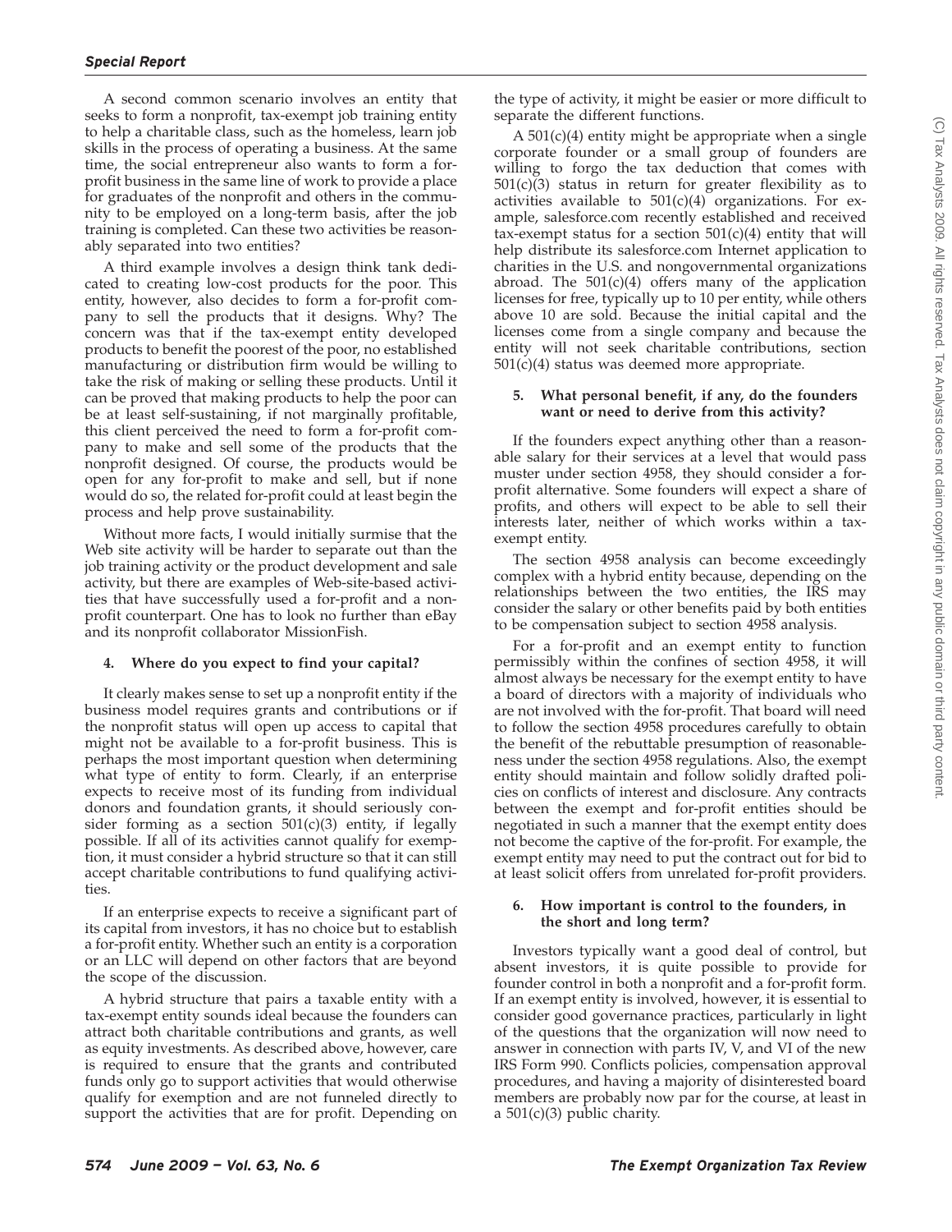A second common scenario involves an entity that seeks to form a nonprofit, tax-exempt job training entity to help a charitable class, such as the homeless, learn job skills in the process of operating a business. At the same time, the social entrepreneur also wants to form a for-profit business in the same line of work to provide a place for graduates of the nonprofit and others in the community to be employed on a long-term basis, after the job training is completed. Can these two activities be reasonably separated into two entities?

A third example involves a design think tank dedicated to creating low-cost products for the poor. This entity, however, also decides to form a for-profit company to sell the products that it designs. Why? The concern was that if the tax-exempt entity developed products to benefit the poorest of the poor, no established manufacturing or distribution firm would be willing to take the risk of making or selling these products. Until it can be proved that making products to help the poor can be at least self-sustaining, if not marginally profitable, this client perceived the need to form a for-profit company to make and sell some of the products that the nonprofit designed. Of course, the products would be open for any for-profit to make and sell, but if none would do so, the related for-profit could at least begin the process and help prove sustainability.

Without more facts, I would initially surmise that the Web site activity will be harder to separate out than the job training activity or the product development and sale activity, but there are examples of Web-site-based activities that have successfully used a for-profit and a nonprofit counterpart. One has to look no further than eBay and its nonprofit collaborator MissionFish.

#### 4. Where do you expect to find your capital?

It clearly makes sense to set up a nonprofit entity if the business model requires grants and contributions or if the nonprofit status will open up access to capital that might not be available to a for-profit business. This is perhaps the most important question when determining what type of entity to form. Clearly, if an enterprise expects to receive most of its funding from individual donors and foundation grants, it should seriously consider forming as a section 501(c)(3) entity, if legally possible. If all of its activities cannot qualify for exemption, it must consider a hybrid structure so that it can still accept charitable contributions to fund qualifying activities.

If an enterprise expects to receive a significant part of its capital from investors, it has no choice but to establish a for-profit entity. Whether such an entity is a corporation or an LLC will depend on other factors that are beyond the scope of the discussion.

A hybrid structure that pairs a taxable entity with a tax-exempt entity sounds ideal because the founders can attract both charitable contributions and grants, as well as equity investments. As described above, however, care is required to ensure that the grants and contributed funds only go to support activities that would otherwise qualify for exemption and are not funneled directly to support the activities that are for profit. Depending on the type of activity, it might be easier or more difficult to separate the different functions.

A 501(c)(4) entity might be appropriate when a single corporate founder or a small group of founders are willing to forgo the tax deduction that comes with 501(c)(3) status in return for greater flexibility as to activities available to 501(c)(4) organizations. For example, salesforce.com recently established and received tax-exempt status for a section 501(c)(4) entity that will help distribute its salesforce.com Internet application to charities in the U.S. and nongovernmental organizations abroad. The 501(c)(4) offers many of the application licenses for free, typically up to 10 per entity, while others above 10 are sold. Because the initial capital and the licenses come from a single company and because the entity will not seek charitable contributions, section 501(c)(4) status was deemed more appropriate.

#### 5. What personal benefit, if any, do the founders want or need to derive from this activity?

If the founders expect anything other than a reasonable salary for their services at a level that would pass muster under section 4958, they should consider a for-profit alternative. Some founders will expect a share of profits, and others will expect to be able to sell their interests later, neither of which works within a tax-exempt entity.

The section 4958 analysis can become exceedingly complex with a hybrid entity because, depending on the relationships between the two entities, the IRS may consider the salary or other benefits paid by both entities to be compensation subject to section 4958 analysis.

For a for-profit and an exempt entity to function permissibly within the confines of section 4958, it will almost always be necessary for the exempt entity to have a board of directors with a majority of individuals who are not involved with the for-profit. That board will need to follow the section 4958 procedures carefully to obtain the benefit of the rebuttable presumption of reasonableness under the section 4958 regulations. Also, the exempt entity should maintain and follow solidly drafted policies on conflicts of interest and disclosure. Any contracts between the exempt and for-profit entities should be negotiated in such a manner that the exempt entity does not become the captive of the for-profit. For example, the exempt entity may need to put the contract out for bid to at least solicit offers from unrelated for-profit providers.

#### 6. How important is control to the founders, in the short and long term?

Investors typically want a good deal of control, but absent investors, it is quite possible to provide for founder control in both a nonprofit and a for-profit form. If an exempt entity is involved, however, it is essential to consider good governance practices, particularly in light of the questions that the organization will now need to answer in connection with parts IV, V, and VI of the new IRS Form 990. Conflicts policies, compensation approval procedures, and having a majority of disinterested board members are probably now par for the course, at least in a 501(c)(3) public charity.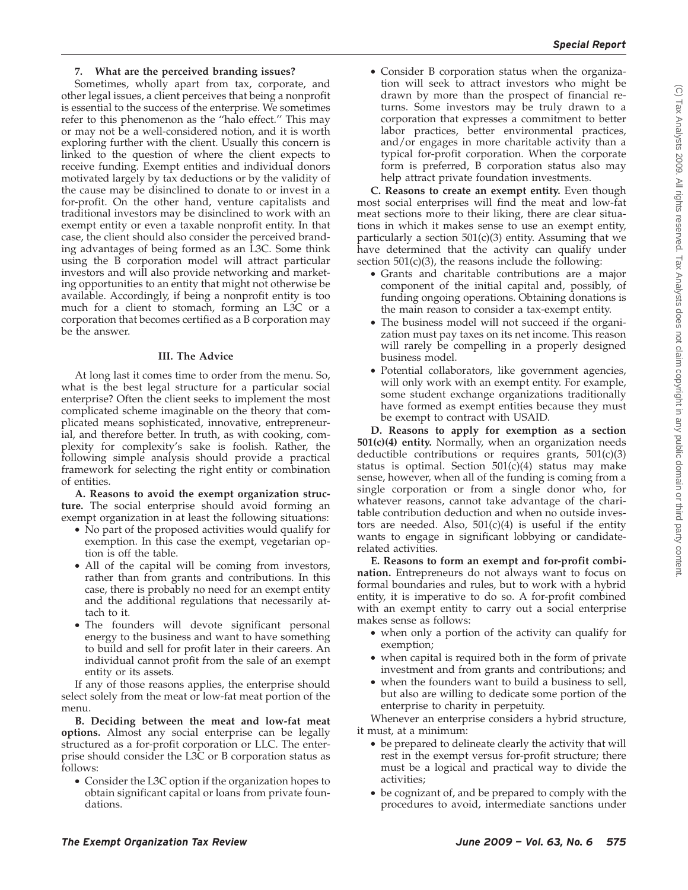**7. What are the perceived branding issues?**

Sometimes, wholly apart from tax, corporate, and other legal issues, a client perceives that being a nonprofit is essential to the success of the enterprise. We sometimes refer to this phenomenon as the ''halo effect.'' This may or may not be a well-considered notion, and it is worth exploring further with the client. Usually this concern is linked to the question of where the client expects to receive funding. Exempt entities and individual donors motivated largely by tax deductions or by the validity of the cause may be disinclined to donate to or invest in a for-profit. On the other hand, venture capitalists and traditional investors may be disinclined to work with an exempt entity or even a taxable nonprofit entity. In that case, the client should also consider the perceived branding advantages of being formed as an L3C. Some think using the B corporation model will attract particular investors and will also provide networking and marketing opportunities to an entity that might not otherwise be available. Accordingly, if being a nonprofit entity is too much for a client to stomach, forming an L3C or a corporation that becomes certified as a B corporation may be the answer.

## III. The Advice

At long last it comes time to order from the menu. So, what is the best legal structure for a particular social enterprise? Often the client seeks to implement the most complicated scheme imaginable on the theory that complicated means sophisticated, innovative, entrepreneurial, and therefore better. In truth, as with cooking, complexity for complexity's sake is foolish. Rather, the following simple analysis should provide a practical framework for selecting the right entity or combination of entities.

**A. Reasons to avoid the exempt organization structure.** The social enterprise should avoid forming an exempt organization in at least the following situations:

- No part of the proposed activities would qualify for exemption. In this case the exempt, vegetarian option is off the table.
- All of the capital will be coming from investors, rather than from grants and contributions. In this case, there is probably no need for an exempt entity and the additional regulations that necessarily attach to it.
- The founders will devote significant personal energy to the business and want to have something to build and sell for profit later in their careers. An individual cannot profit from the sale of an exempt entity or its assets.

If any of those reasons applies, the enterprise should select solely from the meat or low-fat meat portion of the menu.

**B. Deciding between the meat and low-fat meat options.** Almost any social enterprise can be legally structured as a for-profit corporation or LLC. The enterprise should consider the L3C or B corporation status as follows:

- Consider the L3C option if the organization hopes to obtain significant capital or loans from private foundations.
- Consider B corporation status when the organization will seek to attract investors who might be drawn by more than the prospect of financial returns. Some investors may be truly drawn to a corporation that expresses a commitment to better labor practices, better environmental practices, and/or engages in more charitable activity than a typical for-profit corporation. When the corporate form is preferred, B corporation status also may help attract private foundation investments.

**C. Reasons to create an exempt entity.** Even though most social enterprises will find the meat and low-fat meat sections more to their liking, there are clear situations in which it makes sense to use an exempt entity, particularly a section 501(c)(3) entity. Assuming that we have determined that the activity can qualify under section 501(c)(3), the reasons include the following:

- Grants and charitable contributions are a major component of the initial capital and, possibly, of funding ongoing operations. Obtaining donations is the main reason to consider a tax-exempt entity.
- The business model will not succeed if the organization must pay taxes on its net income. This reason will rarely be compelling in a properly designed business model.
- Potential collaborators, like government agencies, will only work with an exempt entity. For example, some student exchange organizations traditionally have formed as exempt entities because they must be exempt to contract with USAID.

**D. Reasons to apply for exemption as a section 501(c)(4) entity.** Normally, when an organization needs deductible contributions or requires grants, 501(c)(3) status is optimal. Section 501(c)(4) status may make sense, however, when all of the funding is coming from a single corporation or from a single donor who, for whatever reasons, cannot take advantage of the charitable contribution deduction and when no outside investors are needed. Also, 501(c)(4) is useful if the entity wants to engage in significant lobbying or candidate-related activities.

**E. Reasons to form an exempt and for-profit combination.** Entrepreneurs do not always want to focus on formal boundaries and rules, but to work with a hybrid entity, it is imperative to do so. A for-profit combined with an exempt entity to carry out a social enterprise makes sense as follows:

- when only a portion of the activity can qualify for exemption;
- when capital is required both in the form of private investment and from grants and contributions; and
- when the founders want to build a business to sell, but also are willing to dedicate some portion of the enterprise to charity in perpetuity.

Whenever an enterprise considers a hybrid structure, it must, at a minimum:

- be prepared to delineate clearly the activity that will rest in the exempt versus for-profit structure; there must be a logical and practical way to divide the activities;
- be cognizant of, and be prepared to comply with the procedures to avoid, intermediate sanctions under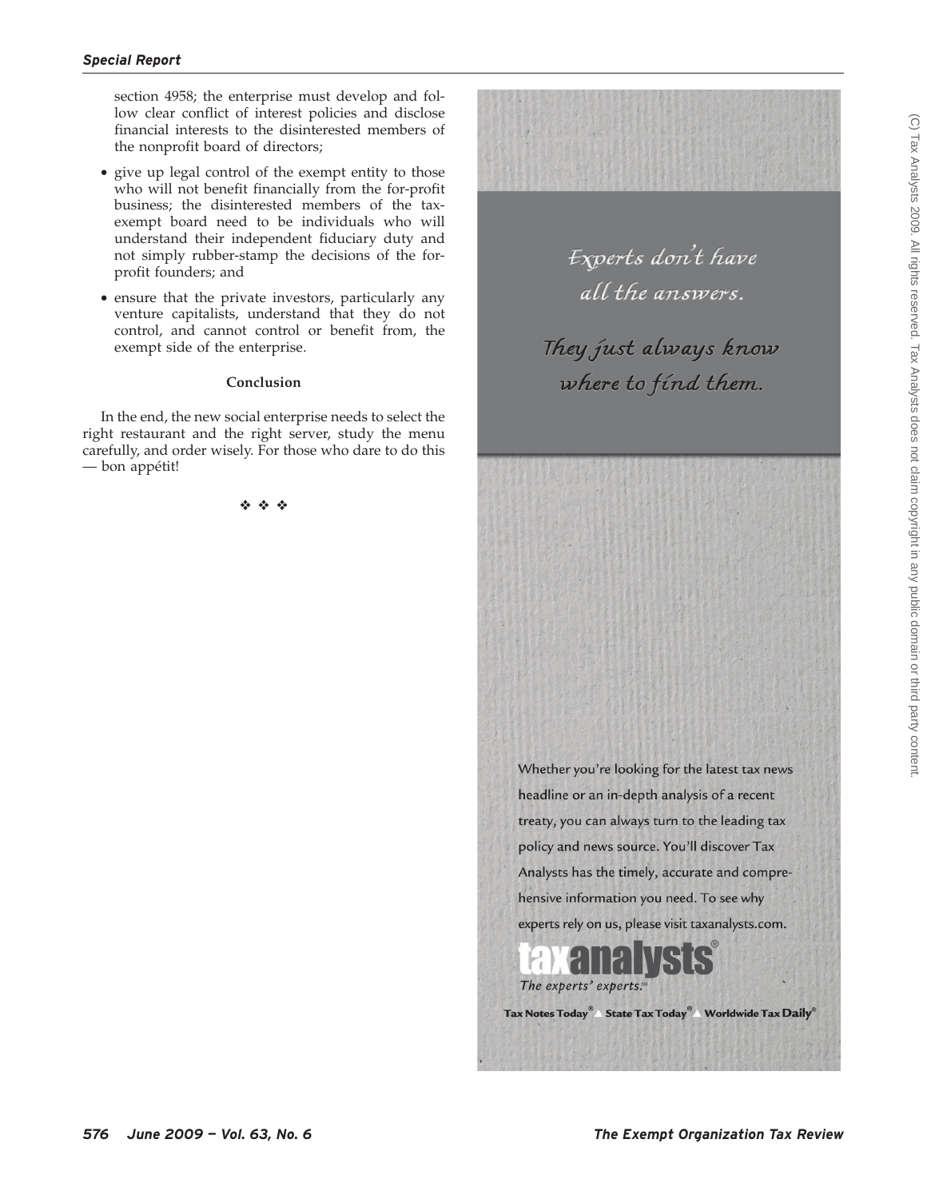section 4958; the enterprise must develop and follow clear conflict of interest policies and disclose financial interests to the disinterested members of the nonprofit board of directors;

- give up legal control of the exempt entity to those who will not benefit financially from the for-profit business; the disinterested members of the tax-exempt board need to be individuals who will understand their independent fiduciary duty and not simply rubber-stamp the decisions of the for-profit founders; and
- ensure that the private investors, particularly any venture capitalists, understand that they do not control, and cannot control or benefit from, the exempt side of the enterprise.

### Conclusion

In the end, the new social enterprise needs to select the right restaurant and the right server, study the menu carefully, and order wisely. For those who dare to do this — bon appétit!

❖ ❖ ❖

*Experts don't have all the answers.*

*They just always know where to find them.*

Whether you're looking for the latest tax news headline or an in-depth analysis of a recent treaty, you can always turn to the leading tax policy and news source. You'll discover Tax Analysts has the timely, accurate and comprehensive information you need. To see why experts rely on us, please visit taxanalysts.com.

**taxanalysts®**

*The experts' experts.℠*

**Tax Notes Today® State Tax Today® Worldwide Tax Daily®**

(C) Tax Analysts 2009. All rights reserved. Tax Analysts does not claim copyright in any public domain or third party content.